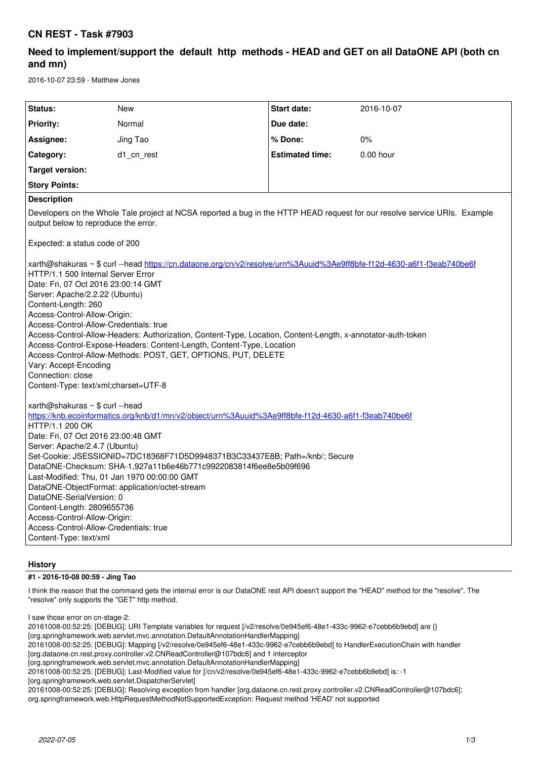# CN REST - Task #7903

## Need to implement/support the default http methods - HEAD and GET on all DataONE API (both cn and mn)

2016-10-07 23:59 - Matthew Jones

| Status: | New | Start date: | 2016-10-07 |
|---|---|---|---|
| Priority: | Normal | Due date: | |
| Assignee: | Jing Tao | % Done: | 0% |
| Category: | d1_cn_rest | Estimated time: | 0.00 hour |
| Target version: | | | |
| Story Points: | | | |

**Description**

Developers on the Whole Tale project at NCSA reported a bug in the HTTP HEAD request for our resolve service URIs. Example output below to reproduce the error.

Expected: a status code of 200

xarth@shakuras ~ $ curl --head https://cn.dataone.org/cn/v2/resolve/urn%3Auuid%3Ae9ff8bfe-f12d-4630-a6f1-f3eab740be6f
HTTP/1.1 500 Internal Server Error
Date: Fri, 07 Oct 2016 23:00:14 GMT
Server: Apache/2.2.22 (Ubuntu)
Content-Length: 260
Access-Control-Allow-Origin:
Access-Control-Allow-Credentials: true
Access-Control-Allow-Headers: Authorization, Content-Type, Location, Content-Length, x-annotator-auth-token
Access-Control-Expose-Headers: Content-Length, Content-Type, Location
Access-Control-Allow-Methods: POST, GET, OPTIONS, PUT, DELETE
Vary: Accept-Encoding
Connection: close
Content-Type: text/xml;charset=UTF-8

xarth@shakuras ~ $ curl --head
https://knb.ecoinformatics.org/knb/d1/mn/v2/object/urn%3Auuid%3Ae9ff8bfe-f12d-4630-a6f1-f3eab740be6f
HTTP/1.1 200 OK
Date: Fri, 07 Oct 2016 23:00:48 GMT
Server: Apache/2.4.7 (Ubuntu)
Set-Cookie: JSESSIONID=7DC18368F71D5D9948371B3C33437E8B; Path=/knb/; Secure
DataONE-Checksum: SHA-1,927a11b6e46b771c9922083814f6ee8e5b09f696
Last-Modified: Thu, 01 Jan 1970 00:00:00 GMT
DataONE-ObjectFormat: application/octet-stream
DataONE-SerialVersion: 0
Content-Length: 2809655736
Access-Control-Allow-Origin:
Access-Control-Allow-Credentials: true
Content-Type: text/xml

## History

### #1 - 2016-10-08 00:59 - Jing Tao

I think the reason that the command gets the internal error is our DataONE rest API doesn't support the "HEAD" method for the "resolve". The "resolve" only supports the "GET" http method.

I saw those error on cn-stage-2:
20161008-00:52:25: [DEBUG]: URI Template variables for request [/v2/resolve/0e945ef6-48e1-433c-9962-e7cebb6b9ebd] are {} [org.springframework.web.servlet.mvc.annotation.DefaultAnnotationHandlerMapping]
20161008-00:52:25: [DEBUG]: Mapping [/v2/resolve/0e945ef6-48e1-433c-9962-e7cebb6b9ebd] to HandlerExecutionChain with handler [org.dataone.cn.rest.proxy.controller.v2.CNReadController@107bdc6] and 1 interceptor [org.springframework.web.servlet.mvc.annotation.DefaultAnnotationHandlerMapping]
20161008-00:52:25: [DEBUG]: Last-Modified value for [/cn/v2/resolve/0e945ef6-48e1-433c-9962-e7cebb6b9ebd] is: -1 [org.springframework.web.servlet.DispatcherServlet]
20161008-00:52:25: [DEBUG]: Resolving exception from handler [org.dataone.cn.rest.proxy.controller.v2.CNReadController@107bdc6]: org.springframework.web.HttpRequestMethodNotSupportedException: Request method 'HEAD' not supported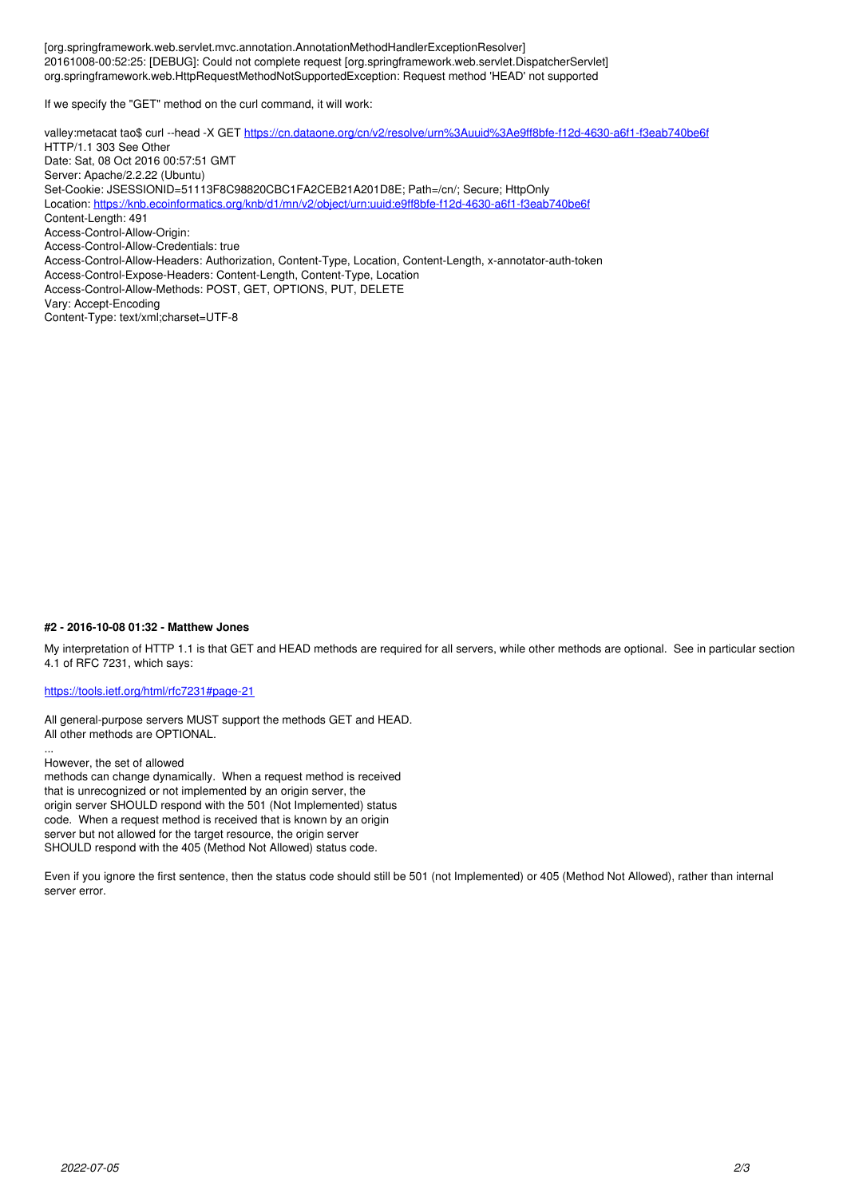[org.springframework.web.servlet.mvc.annotation.AnnotationMethodHandlerExceptionResolver]
20161008-00:52:25: [DEBUG]: Could not complete request [org.springframework.web.servlet.DispatcherServlet]
org.springframework.web.HttpRequestMethodNotSupportedException: Request method 'HEAD' not supported

If we specify the "GET" method on the curl command, it will work:

```
valley:metacat tao$ curl --head -X GET https://cn.dataone.org/cn/v2/resolve/urn%3Auuid%3Ae9ff8bfe-f12d-4630-a6f1-f3eab740be6f
HTTP/1.1 303 See Other
Date: Sat, 08 Oct 2016 00:57:51 GMT
Server: Apache/2.2.22 (Ubuntu)
Set-Cookie: JSESSIONID=51113F8C98820CBC1FA2CEB21A201D8E; Path=/cn/; Secure; HttpOnly
Location: https://knb.ecoinformatics.org/knb/d1/mn/v2/object/urn:uuid:e9ff8bfe-f12d-4630-a6f1-f3eab740be6f
Content-Length: 491
Access-Control-Allow-Origin: 
Access-Control-Allow-Credentials: true
Access-Control-Allow-Headers: Authorization, Content-Type, Location, Content-Length, x-annotator-auth-token
Access-Control-Expose-Headers: Content-Length, Content-Type, Location
Access-Control-Allow-Methods: POST, GET, OPTIONS, PUT, DELETE
Vary: Accept-Encoding
Content-Type: text/xml;charset=UTF-8
```

#### #2 - 2016-10-08 01:32 - Matthew Jones

My interpretation of HTTP 1.1 is that GET and HEAD methods are required for all servers, while other methods are optional. See in particular section 4.1 of RFC 7231, which says:

https://tools.ietf.org/html/rfc7231#page-21

All general-purpose servers MUST support the methods GET and HEAD.
All other methods are OPTIONAL.
...
However, the set of allowed
methods can change dynamically. When a request method is received
that is unrecognized or not implemented by an origin server, the
origin server SHOULD respond with the 501 (Not Implemented) status
code. When a request method is received that is known by an origin
server but not allowed for the target resource, the origin server
SHOULD respond with the 405 (Method Not Allowed) status code.

Even if you ignore the first sentence, then the status code should still be 501 (not Implemented) or 405 (Method Not Allowed), rather than internal server error.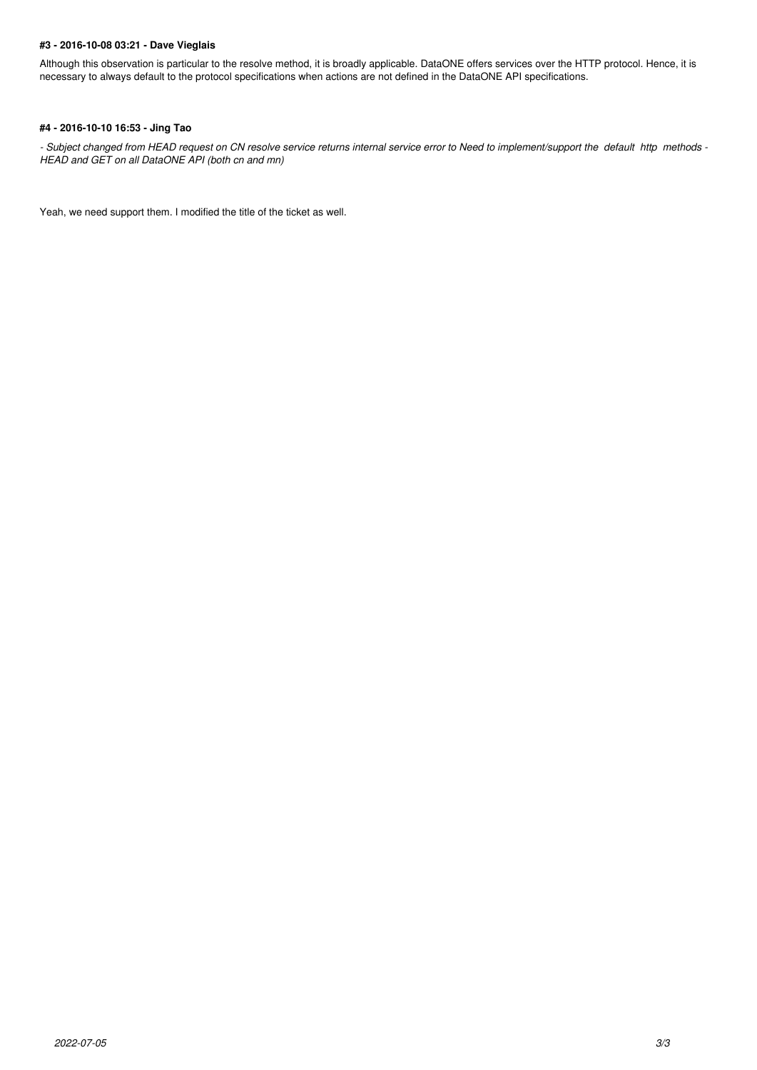#### #3 - 2016-10-08 03:21 - Dave Vieglais

Although this observation is particular to the resolve method, it is broadly applicable. DataONE offers services over the HTTP protocol. Hence, it is necessary to always default to the protocol specifications when actions are not defined in the DataONE API specifications.

#### #4 - 2016-10-10 16:53 - Jing Tao

*- Subject changed from HEAD request on CN resolve service returns internal service error to Need to implement/support the default http methods - HEAD and GET on all DataONE API (both cn and mn)*

Yeah, we need support them. I modified the title of the ticket as well.